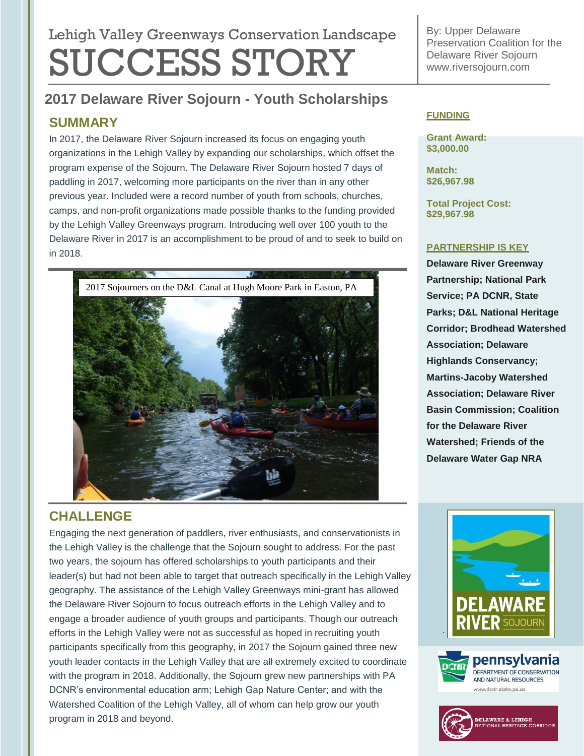# Lehigh Valley Greenways Conservation Landscape SUCCESS STORY

By: Upper Delaware Preservation Coalition for the Delaware River Sojourn www.riversojourn.com

## 2017 Delaware River Sojourn - Youth Scholarships

### SUMMARY

In 2017, the Delaware River Sojourn increased its focus on engaging youth organizations in the Lehigh Valley by expanding our scholarships, which offset the program expense of the Sojourn. The Delaware River Sojourn hosted 7 days of paddling in 2017, welcoming more participants on the river than in any other previous year. Included were a record number of youth from schools, churches, camps, and non-profit organizations made possible thanks to the funding provided by the Lehigh Valley Greenways program. Introducing well over 100 youth to the Delaware River in 2017 is an accomplishment to be proud of and to seek to build on in 2018.

2017 Sojourners on the D&L Canal at Hugh Moore Park in Easton, PA

### CHALLENGE

Engaging the next generation of paddlers, river enthusiasts, and conservationists in the Lehigh Valley is the challenge that the Sojourn sought to address. For the past two years, the sojourn has offered scholarships to youth participants and their leader(s) but had not been able to target that outreach specifically in the Lehigh Valley geography. The assistance of the Lehigh Valley Greenways mini-grant has allowed the Delaware River Sojourn to focus outreach efforts in the Lehigh Valley and to engage a broader audience of youth groups and participants. Though our outreach efforts in the Lehigh Valley were not as successful as hoped in recruiting youth participants specifically from this geography, in 2017 the Sojourn gained three new youth leader contacts in the Lehigh Valley that are all extremely excited to coordinate with the program in 2018. Additionally, the Sojourn grew new partnerships with PA DCNR's environmental education arm; Lehigh Gap Nature Center; and with the Watershed Coalition of the Lehigh Valley, all of whom can help grow our youth program in 2018 and beyond.

**FUNDING**

**Grant Award:**
**$3,000.00**

**Match:**
**$26,967.98**

**Total Project Cost:**
**$29,967.98**

**PARTNERSHIP IS KEY**

**Delaware River Greenway Partnership; National Park Service; PA DCNR, State Parks; D&L National Heritage Corridor; Brodhead Watershed Association; Delaware Highlands Conservancy; Martins-Jacoby Watershed Association; Delaware River Basin Commission; Coalition for the Delaware River Watershed; Friends of the Delaware Water Gap NRA**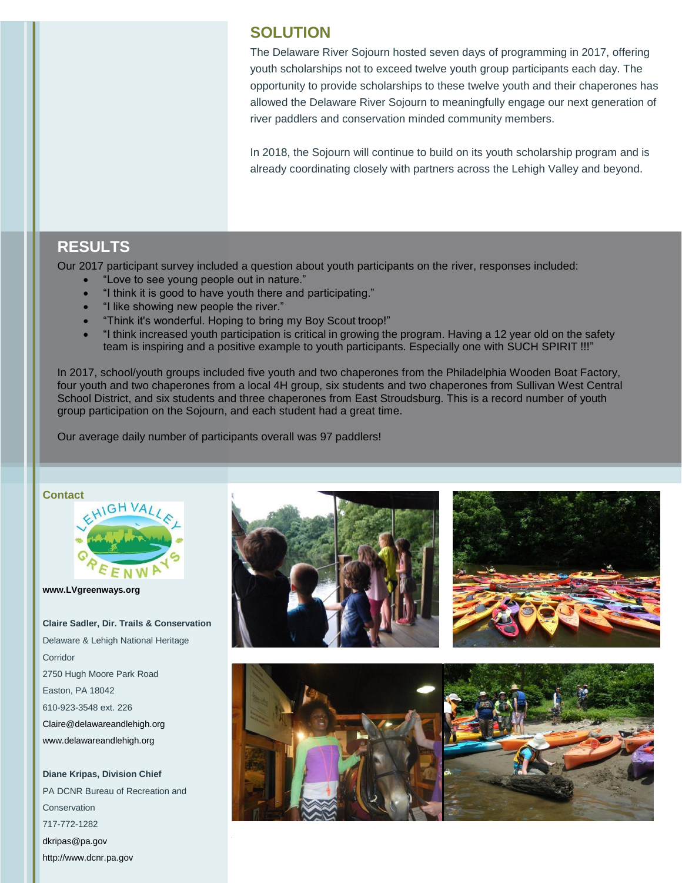## SOLUTION

The Delaware River Sojourn hosted seven days of programming in 2017, offering youth scholarships not to exceed twelve youth group participants each day. The opportunity to provide scholarships to these twelve youth and their chaperones has allowed the Delaware River Sojourn to meaningfully engage our next generation of river paddlers and conservation minded community members.

In 2018, the Sojourn will continue to build on its youth scholarship program and is already coordinating closely with partners across the Lehigh Valley and beyond.

## RESULTS

Our 2017 participant survey included a question about youth participants on the river, responses included:

- "Love to see young people out in nature."
- "I think it is good to have youth there and participating."
- "I like showing new people the river."
- "Think it's wonderful. Hoping to bring my Boy Scout troop!"
- "I think increased youth participation is critical in growing the program. Having a 12 year old on the safety team is inspiring and a positive example to youth participants. Especially one with SUCH SPIRIT !!!"

In 2017, school/youth groups included five youth and two chaperones from the Philadelphia Wooden Boat Factory, four youth and two chaperones from a local 4H group, six students and two chaperones from Sullivan West Central School District, and six students and three chaperones from East Stroudsburg. This is a record number of youth group participation on the Sojourn, and each student had a great time.

Our average daily number of participants overall was 97 paddlers!

### Contact

**www.LVgreenways.org**

**Claire Sadler, Dir. Trails & Conservation**
Delaware & Lehigh National Heritage Corridor
2750 Hugh Moore Park Road
Easton, PA 18042
610-923-3548 ext. 226
Claire@delawareandlehigh.org
www.delawareandlehigh.org

**Diane Kripas, Division Chief**
PA DCNR Bureau of Recreation and Conservation
717-772-1282
dkripas@pa.gov
http://www.dcnr.pa.gov